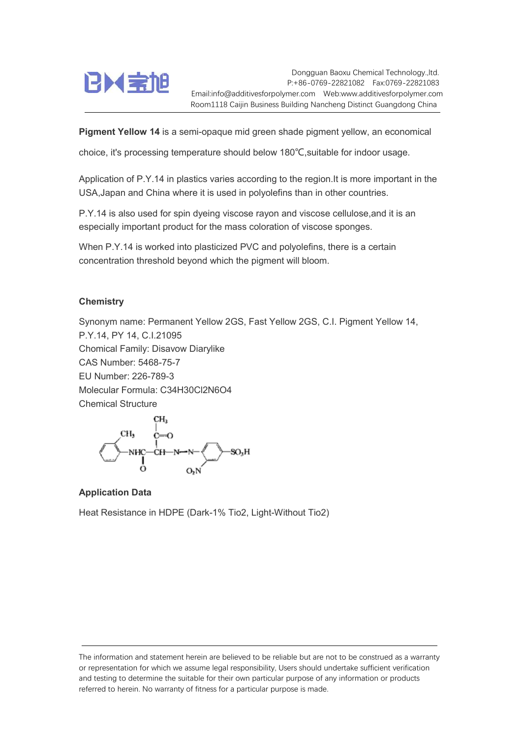**Pigment Yellow 14** is a semi-opaque mid green shade pigment yellow, an economical choice, it's processing temperature should below 180℃,suitable for indoor usage.

Application of P.Y.14 in plastics varies according to the region.It is more important in the USA,Japan and China where it is used in polyolefins than in other countries.

P.Y.14 is also used for spin dyeing viscose rayon and viscose cellulose,and it is an especially important product for the mass coloration of viscose sponges.

When P.Y.14 is worked into plasticized PVC and polyolefins, there is a certain concentration threshold beyond which the pigment will bloom.

### Chemistry

Synonym name: Permanent Yellow 2GS, Fast Yellow 2GS, C.I. Pigment Yellow 14, P.Y.14, PY 14, C.I.21095
Chomical Family: Disavow Diarylike
CAS Number: 5468-75-7
EU Number: 226-789-3
Molecular Formula: C34H30Cl2N6O4
Chemical Structure

### Application Data

Heat Resistance in HDPE (Dark-1% Tio2, Light-Without Tio2)

The information and statement herein are believed to be reliable but are not to be construed as a warranty or representation for which we assume legal responsibility, Users should undertake sufficient verification and testing to determine the suitable for their own particular purpose of any information or products referred to herein. No warranty of fitness for a particular purpose is made.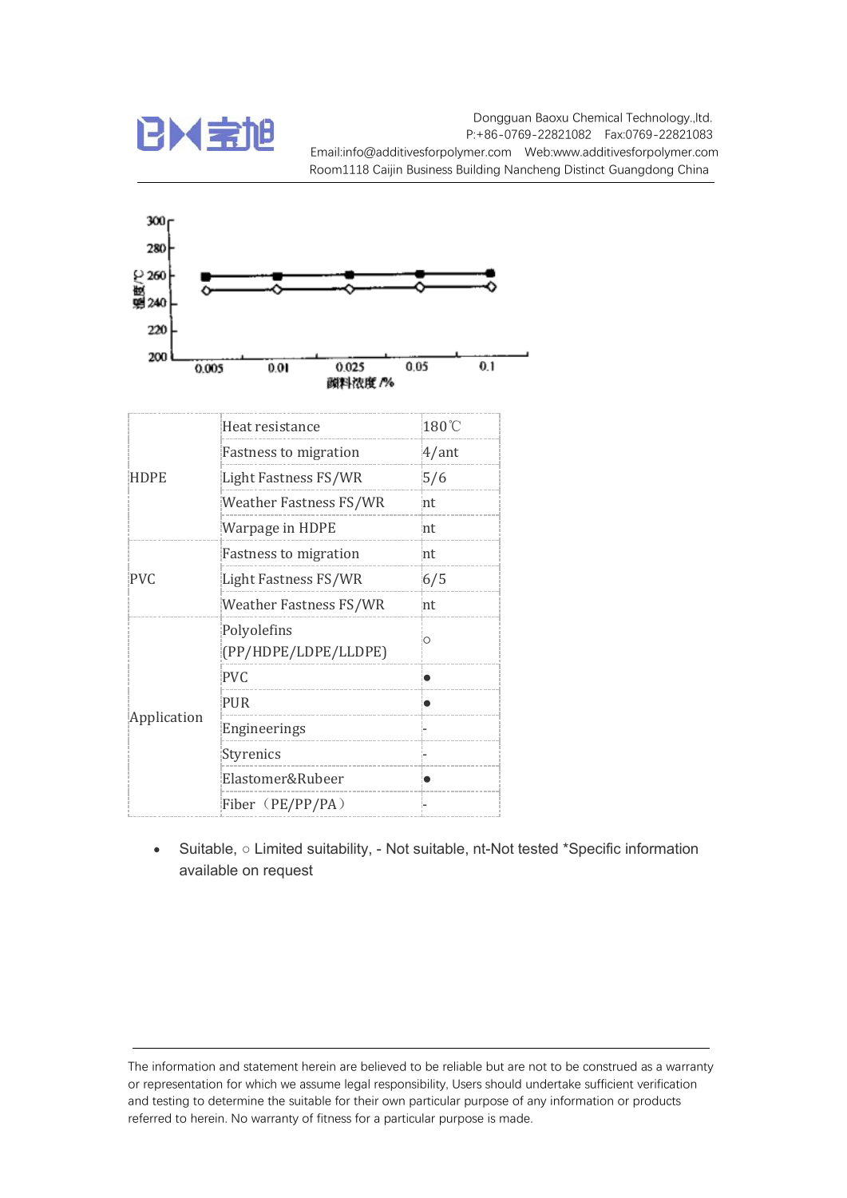温度/℃

300
280
260
240
220
200

0.005
0.01
0.025
0.05
0.1

颜料浓度/%

| | | |
|---|---|---|
| HDPE | Heat resistance | 180℃ |
| | Fastness to migration | 4/ant |
| | Light Fastness FS/WR | 5/6 |
| | Weather Fastness FS/WR | nt |
| | Warpage in HDPE | nt |
| PVC | Fastness to migration | nt |
| | Light Fastness FS/WR | 6/5 |
| | Weather Fastness FS/WR | nt |
| Application | Polyolefins (PP/HDPE/LDPE/LLDPE) | ○ |
| | PVC | ● |
| | PUR | ● |
| | Engineerings | - |
| | Styrenics | - |
| | Elastomer&Rubeer | ● |
| | Fiber（PE/PP/PA） | - |

- Suitable, ○ Limited suitability, - Not suitable, nt-Not tested *Specific information available on request

The information and statement herein are believed to be reliable but are not to be construed as a warranty or representation for which we assume legal responsibility, Users should undertake sufficient verification and testing to determine the suitable for their own particular purpose of any information or products referred to herein. No warranty of fitness for a particular purpose is made.